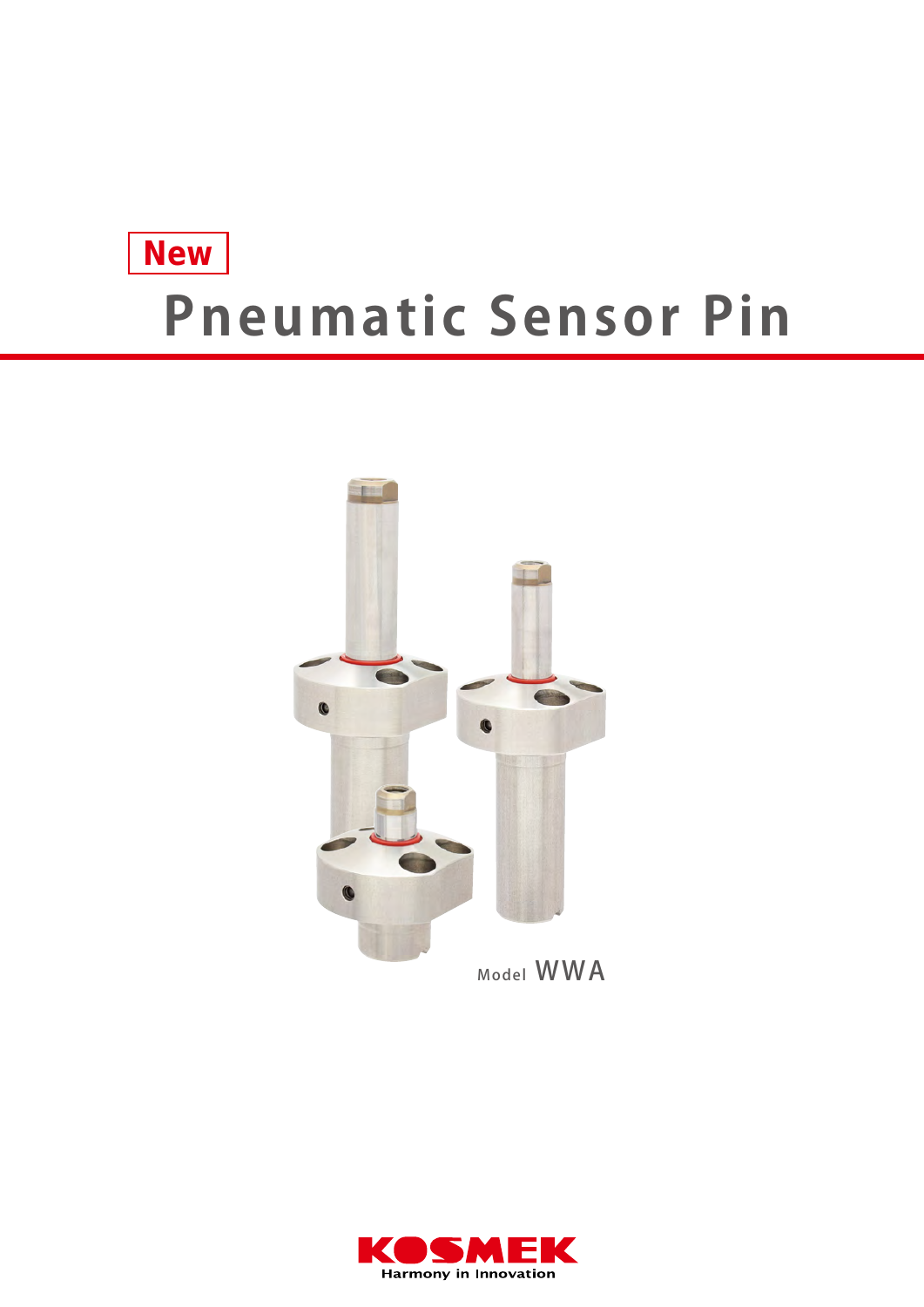New

# Pneumatic Sensor Pin

Model WWA

KOSMEK

Harmony in Innovation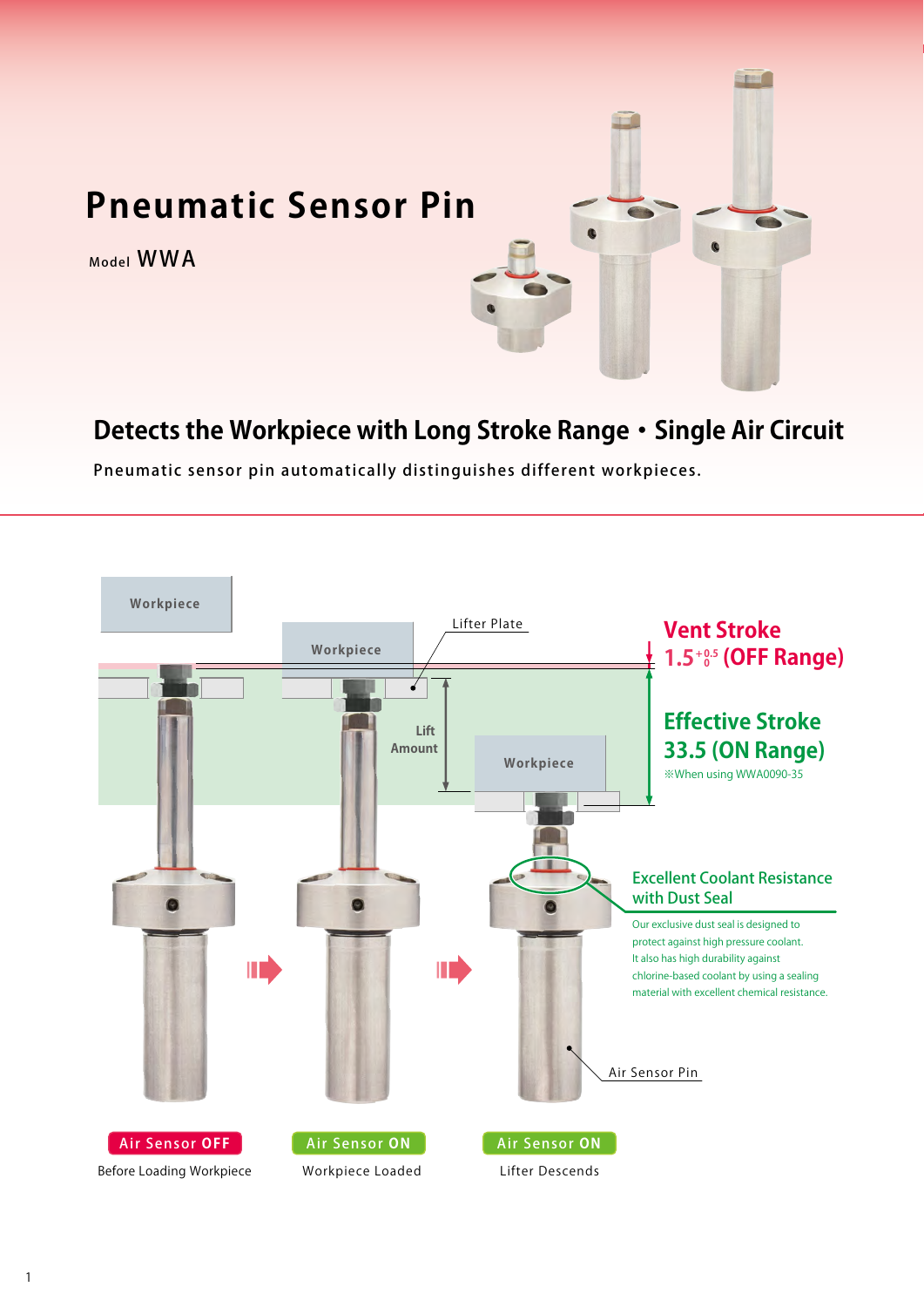# Pneumatic Sensor Pin

Model **WWA**

## Detects the Workpiece with Long Stroke Range・Single Air Circuit

Pneumatic sensor pin automatically distinguishes different workpieces.

Workpiece

Workpiece

Lifter Plate

Lift Amount

Workpiece

**Vent Stroke**
**$1.5^{+0.5}_{0}$ (OFF Range)**

**Effective Stroke**
**33.5 (ON Range)**
※When using WWA0090-35

**Excellent Coolant Resistance with Dust Seal**

Our exclusive dust seal is designed to protect against high pressure coolant. It also has high durability against chlorine-based coolant by using a sealing material with excellent chemical resistance.

Air Sensor Pin

**Air Sensor OFF**
Before Loading Workpiece

**Air Sensor ON**
Workpiece Loaded

**Air Sensor ON**
Lifter Descends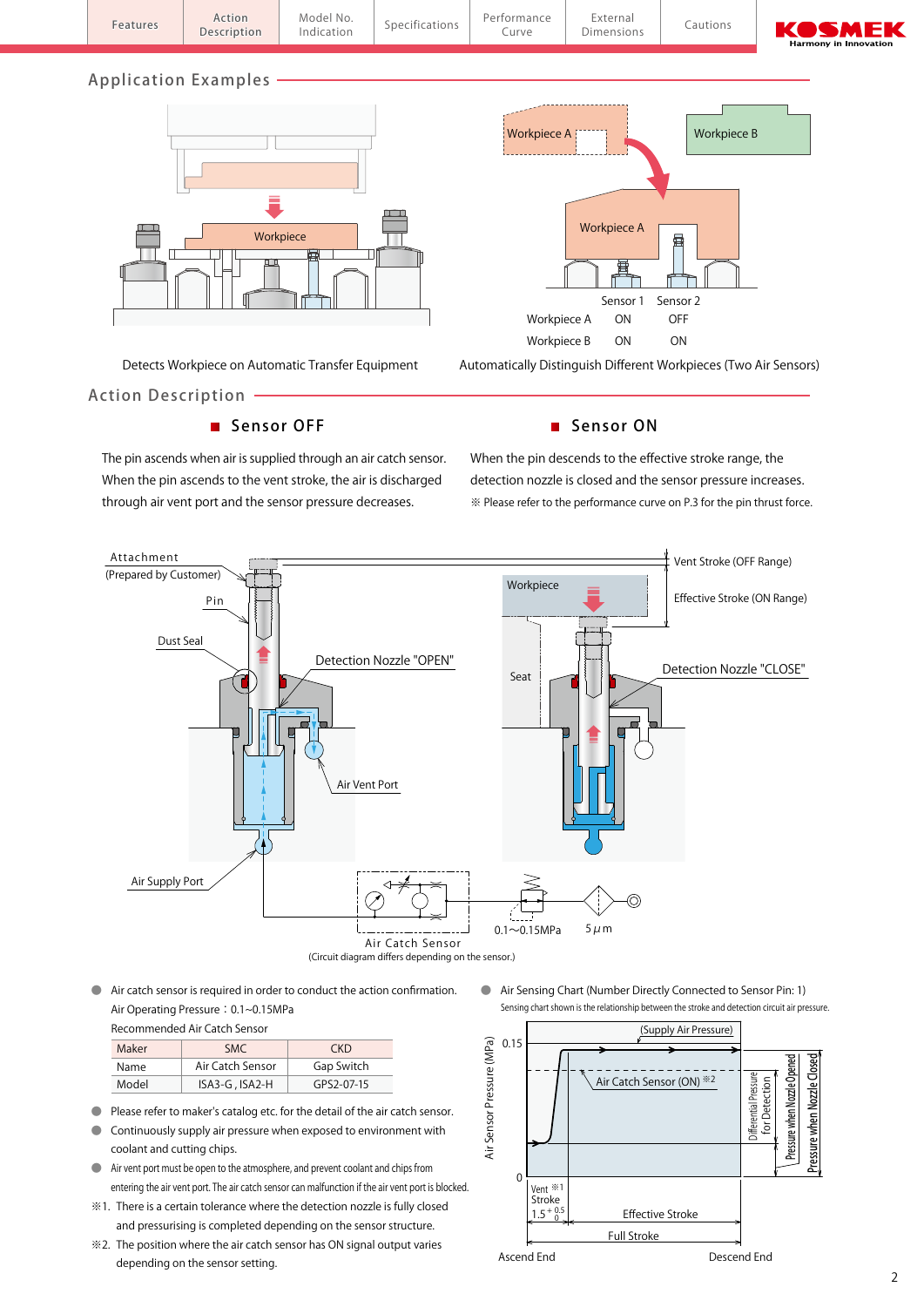## Application Examples

Detects Workpiece on Automatic Transfer Equipment

| | Sensor 1 | Sensor 2 |
|---|---|---|
| Workpiece A | ON | OFF |
| Workpiece B | ON | ON |

Automatically Distinguish Different Workpieces (Two Air Sensors)

## Action Description

### ■ Sensor OFF

The pin ascends when air is supplied through an air catch sensor. When the pin ascends to the vent stroke, the air is discharged through air vent port and the sensor pressure decreases.

### ■ Sensor ON

When the pin descends to the effective stroke range, the detection nozzle is closed and the sensor pressure increases.

※ Please refer to the performance curve on P.3 for the pin thrust force.

Attachment (Prepared by Customer) / Pin / Dust Seal / Detection Nozzle "OPEN" / Air Vent Port / Air Supply Port / Workpiece / Seat / Vent Stroke (OFF Range) / Effective Stroke (ON Range) / Detection Nozzle "CLOSE" / 0.1~0.15MPa / 5μm

Air Catch Sensor
(Circuit diagram differs depending on the sensor.)

- Air catch sensor is required in order to conduct the action confirmation.
  Air Operating Pressure：0.1~0.15MPa
  Recommended Air Catch Sensor

| Maker | SMC | CKD |
|---|---|---|
| Name | Air Catch Sensor | Gap Switch |
| Model | ISA3-G , ISA2-H | GPS2-07-15 |

- Please refer to maker's catalog etc. for the detail of the air catch sensor.
- Continuously supply air pressure when exposed to environment with coolant and cutting chips.
- Air vent port must be open to the atmosphere, and prevent coolant and chips from entering the air vent port. The air catch sensor can malfunction if the air vent port is blocked.

※1. There is a certain tolerance where the detection nozzle is fully closed and pressurising is completed depending on the sensor structure.

※2. The position where the air catch sensor has ON signal output varies depending on the sensor setting.

- Air Sensing Chart (Number Directly Connected to Sensor Pin: 1)
  Sensing chart shown is the relationship between the stroke and detection circuit air pressure.

Air Sensor Pressure (MPa): 0.15, 0 / (Supply Air Pressure) / Air Catch Sensor (ON) ※2 / Differential Pressure for Detection / Pressure when Nozzle Opened / Pressure when Nozzle Closed / Vent Stroke ※1 $1.5^{+0.5}_{0}$ / Effective Stroke / Full Stroke / Ascend End / Descend End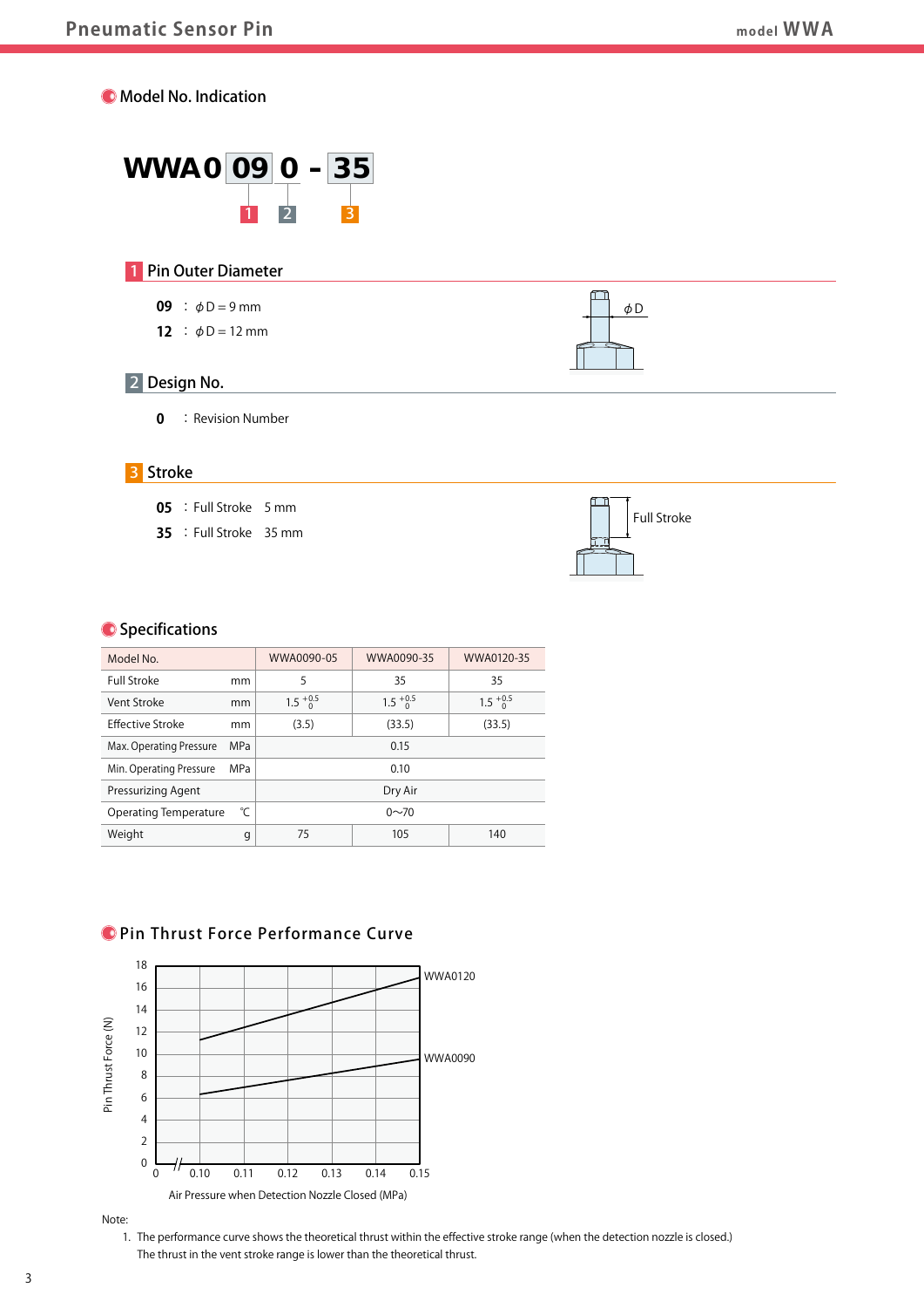## Model No. Indication

**WWA0 09 0 - 35**

1 — 09, 2 — 0, 3 — 35

### 1 Pin Outer Diameter

**09** : $\phi$D = 9 mm

**12** : $\phi$D = 12 mm

$\phi$D

### 2 Design No.

**0** : Revision Number

### 3 Stroke

**05** : Full Stroke 5 mm

**35** : Full Stroke 35 mm

Full Stroke

## Specifications

| Model No. | | WWA0090-05 | WWA0090-35 | WWA0120-35 |
|---|---|---|---|---|
| Full Stroke | mm | 5 | 35 | 35 |
| Vent Stroke | mm | $1.5^{+0.5}_{0}$ | $1.5^{+0.5}_{0}$ | $1.5^{+0.5}_{0}$ |
| Effective Stroke | mm | (3.5) | (33.5) | (33.5) |
| Max. Operating Pressure | MPa | 0.15 | | |
| Min. Operating Pressure | MPa | 0.10 | | |
| Pressurizing Agent | | Dry Air | | |
| Operating Temperature | ℃ | 0～70 | | |
| Weight | g | 75 | 105 | 140 |

## Pin Thrust Force Performance Curve

Pin Thrust Force (N): 0, 2, 4, 6, 8, 10, 12, 14, 16, 18

Air Pressure when Detection Nozzle Closed (MPa): 0, 0.10, 0.11, 0.12, 0.13, 0.14, 0.15

WWA0120

WWA0090

Note:

1. The performance curve shows the theoretical thrust within the effective stroke range (when the detection nozzle is closed.) The thrust in the vent stroke range is lower than the theoretical thrust.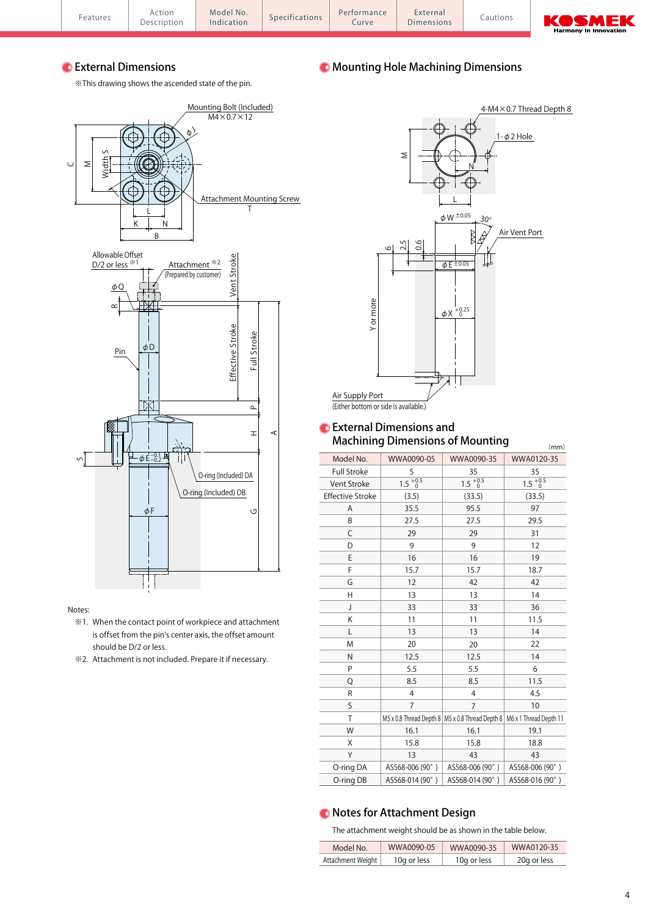## External Dimensions

※This drawing shows the ascended state of the pin.

Mounting Bolt (Included) M4×0.7×12

Attachment Mounting Screw T

Allowable Offset D/2 or less ※1

Attachment ※2 (Prepared by customer)

Pin

O-ring (Included) DA

O-ring (Included) DB

Notes:

※1. When the contact point of workpiece and attachment is offset from the pin's center axis, the offset amount should be D/2 or less.

※2. Attachment is not included. Prepare it if necessary.

## Mounting Hole Machining Dimensions

4-M4×0.7 Thread Depth 8

1-φ2 Hole

Air Vent Port

Air Supply Port (Either bottom or side is available.)

## External Dimensions and Machining Dimensions of Mounting

(mm)

| Model No. | WWA0090-05 | WWA0090-35 | WWA0120-35 |
|---|---|---|---|
| Full Stroke | 5 | 35 | 35 |
| Vent Stroke | $1.5^{+0.5}_{0}$ | $1.5^{+0.5}_{0}$ | $1.5^{+0.5}_{0}$ |
| Effective Stroke | (3.5) | (33.5) | (33.5) |
| A | 35.5 | 95.5 | 97 |
| B | 27.5 | 27.5 | 29.5 |
| C | 29 | 29 | 31 |
| D | 9 | 9 | 12 |
| E | 16 | 16 | 19 |
| F | 15.7 | 15.7 | 18.7 |
| G | 12 | 42 | 42 |
| H | 13 | 13 | 14 |
| J | 33 | 33 | 36 |
| K | 11 | 11 | 11.5 |
| L | 13 | 13 | 14 |
| M | 20 | 20 | 22 |
| N | 12.5 | 12.5 | 14 |
| P | 5.5 | 5.5 | 6 |
| Q | 8.5 | 8.5 | 11.5 |
| R | 4 | 4 | 4.5 |
| S | 7 | 7 | 10 |
| T | M5 x 0.8 Thread Depth 8 | M5 x 0.8 Thread Depth 8 | M6 x 1 Thread Depth 11 |
| W | 16.1 | 16.1 | 19.1 |
| X | 15.8 | 15.8 | 18.8 |
| Y | 13 | 43 | 43 |
| O-ring DA | AS568-006 (90° ) | AS568-006 (90° ) | AS568-006 (90° ) |
| O-ring DB | AS568-014 (90° ) | AS568-014 (90° ) | AS568-016 (90° ) |

## Notes for Attachment Design

The attachment weight should be as shown in the table below.

| Model No. | WWA0090-05 | WWA0090-35 | WWA0120-35 |
|---|---|---|---|
| Attachment Weight | 10g or less | 10g or less | 20g or less |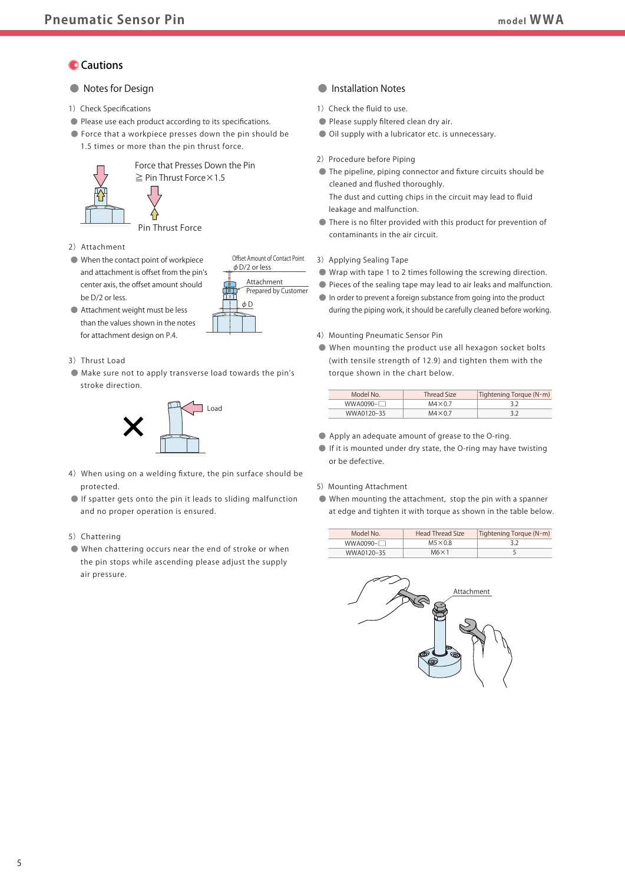## Cautions

### Notes for Design

1) Check Specifications

- Please use each product according to its specifications.
- Force that a workpiece presses down the pin should be 1.5 times or more than the pin thrust force.

Force that Presses Down the Pin
≧ Pin Thrust Force×1.5

Pin Thrust Force

2) Attachment

- When the contact point of workpiece and attachment is offset from the pin's center axis, the offset amount should be D/2 or less.
- Attachment weight must be less than the values shown in the notes for attachment design on P.4.

Offset Amount of Contact Point
ϕD/2 or less
Attachment
Prepared by Customer
ϕD

3) Thrust Load

- Make sure not to apply transverse load towards the pin's stroke direction.

Load

4) When using on a welding fixture, the pin surface should be protected.

- If spatter gets onto the pin it leads to sliding malfunction and no proper operation is ensured.

5) Chattering

- When chattering occurs near the end of stroke or when the pin stops while ascending please adjust the supply air pressure.

### Installation Notes

1) Check the fluid to use.

- Please supply filtered clean dry air.
- Oil supply with a lubricator etc. is unnecessary.

2) Procedure before Piping

- The pipeline, piping connector and fixture circuits should be cleaned and flushed thoroughly.
  The dust and cutting chips in the circuit may lead to fluid leakage and malfunction.
- There is no filter provided with this product for prevention of contaminants in the air circuit.

3) Applying Sealing Tape

- Wrap with tape 1 to 2 times following the screwing direction.
- Pieces of the sealing tape may lead to air leaks and malfunction.
- In order to prevent a foreign substance from going into the product during the piping work, it should be carefully cleaned before working.

4) Mounting Pneumatic Sensor Pin

- When mounting the product use all hexagon socket bolts (with tensile strength of 12.9) and tighten them with the torque shown in the chart below.

| Model No. | Thread Size | Tightening Torque (N·m) |
|---|---|---|
| WWA0090-☐ | M4×0.7 | 3.2 |
| WWA0120-35 | M4×0.7 | 3.2 |

- Apply an adequate amount of grease to the O-ring.
- If it is mounted under dry state, the O-ring may have twisting or be defective.

5) Mounting Attachment

- When mounting the attachment, stop the pin with a spanner at edge and tighten it with torque as shown in the table below.

| Model No. | Head Thread Size | Tightening Torque (N·m) |
|---|---|---|
| WWA0090-☐ | M5×0.8 | 3.2 |
| WWA0120-35 | M6×1 | 5 |

Attachment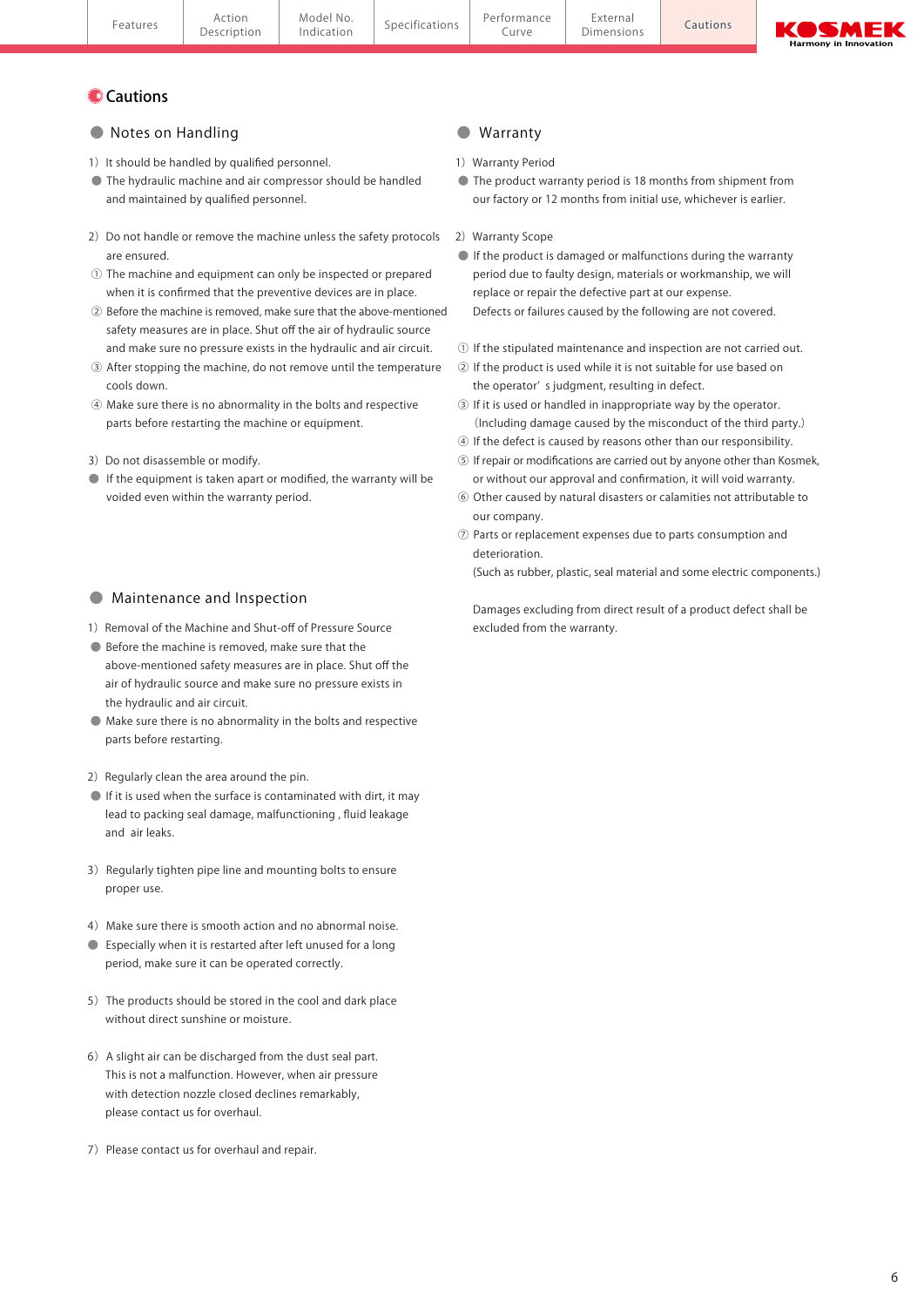# Cautions

## Notes on Handling

1）It should be handled by qualified personnel.

- The hydraulic machine and air compressor should be handled and maintained by qualified personnel.

2）Do not handle or remove the machine unless the safety protocols are ensured.

① The machine and equipment can only be inspected or prepared when it is confirmed that the preventive devices are in place.
② Before the machine is removed, make sure that the above-mentioned safety measures are in place. Shut off the air of hydraulic source and make sure no pressure exists in the hydraulic and air circuit.
③ After stopping the machine, do not remove until the temperature cools down.
④ Make sure there is no abnormality in the bolts and respective parts before restarting the machine or equipment.

3）Do not disassemble or modify.

- If the equipment is taken apart or modified, the warranty will be voided even within the warranty period.

## Maintenance and Inspection

1）Removal of the Machine and Shut-off of Pressure Source

- Before the machine is removed, make sure that the above-mentioned safety measures are in place. Shut off the air of hydraulic source and make sure no pressure exists in the hydraulic and air circuit.
- Make sure there is no abnormality in the bolts and respective parts before restarting.

2）Regularly clean the area around the pin.

- If it is used when the surface is contaminated with dirt, it may lead to packing seal damage, malfunctioning , fluid leakage and air leaks.

3）Regularly tighten pipe line and mounting bolts to ensure proper use.

4）Make sure there is smooth action and no abnormal noise.

- Especially when it is restarted after left unused for a long period, make sure it can be operated correctly.

5）The products should be stored in the cool and dark place without direct sunshine or moisture.

6）A slight air can be discharged from the dust seal part. This is not a malfunction. However, when air pressure with detection nozzle closed declines remarkably, please contact us for overhaul.

7）Please contact us for overhaul and repair.

## Warranty

1）Warranty Period

- The product warranty period is 18 months from shipment from our factory or 12 months from initial use, whichever is earlier.

2）Warranty Scope

- If the product is damaged or malfunctions during the warranty period due to faulty design, materials or workmanship, we will replace or repair the defective part at our expense. Defects or failures caused by the following are not covered.

① If the stipulated maintenance and inspection are not carried out.
② If the product is used while it is not suitable for use based on the operator’s judgment, resulting in defect.
③ If it is used or handled in inappropriate way by the operator. (Including damage caused by the misconduct of the third party.)
④ If the defect is caused by reasons other than our responsibility.
⑤ If repair or modifications are carried out by anyone other than Kosmek, or without our approval and confirmation, it will void warranty.
⑥ Other caused by natural disasters or calamities not attributable to our company.
⑦ Parts or replacement expenses due to parts consumption and deterioration. (Such as rubber, plastic, seal material and some electric components.)

Damages excluding from direct result of a product defect shall be excluded from the warranty.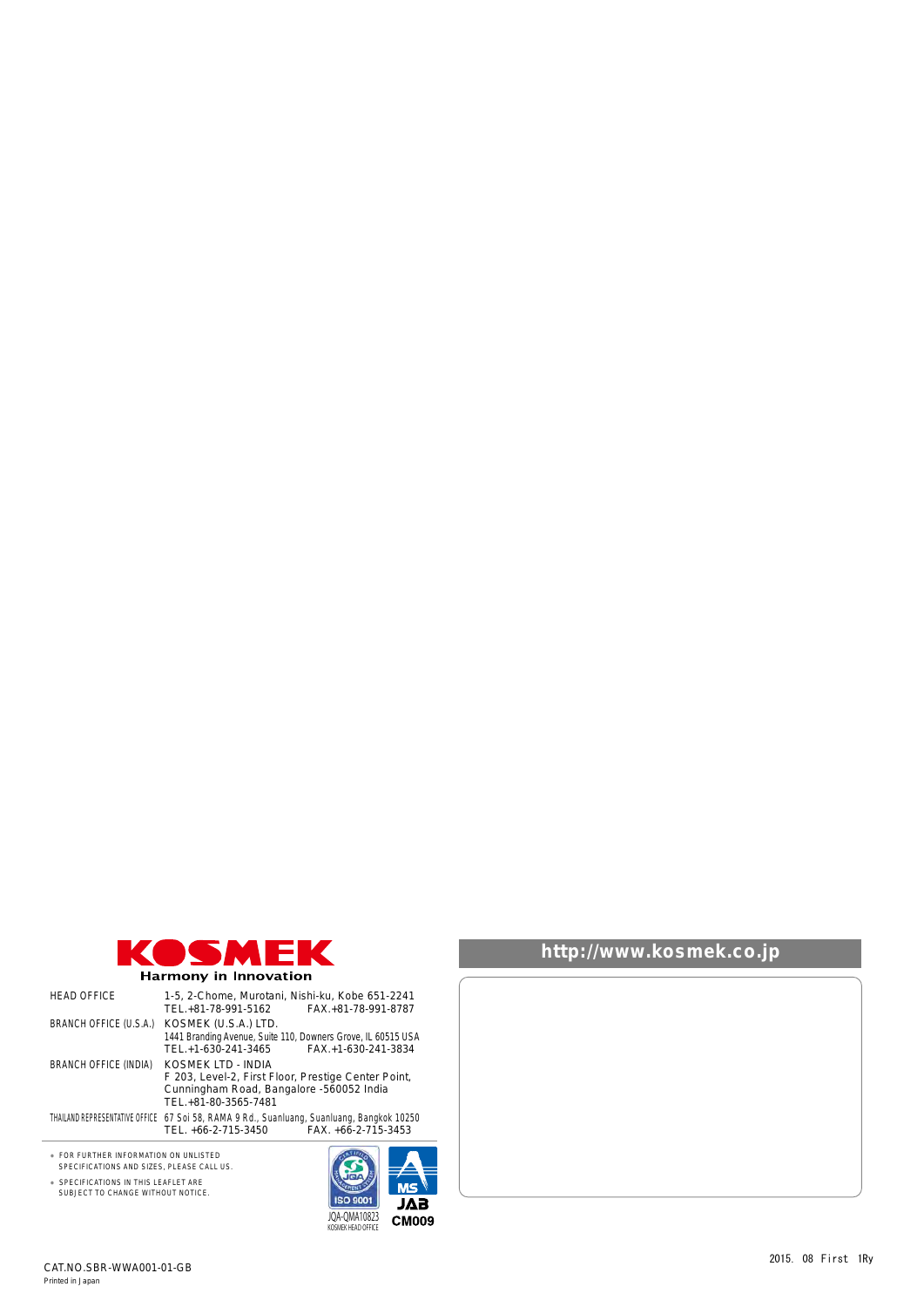# KOSMEK

**Harmony in Innovation**

| | |
|---|---|
| HEAD OFFICE | 1-5, 2-Chome, Murotani, Nishi-ku, Kobe 651-2241<br>TEL.+81-78-991-5162 FAX.+81-78-991-8787 |
| BRANCH OFFICE (U.S.A.) | KOSMEK (U.S.A.) LTD.<br>1441 Branding Avenue, Suite 110, Downers Grove, IL 60515 USA<br>TEL.+1-630-241-3465 FAX.+1-630-241-3834 |
| BRANCH OFFICE (INDIA) | KOSMEK LTD - INDIA<br>F 203, Level-2, First Floor, Prestige Center Point, Cunningham Road, Bangalore -560052 India<br>TEL.+81-80-3565-7481 |
| THAILAND REPRESENTATIVE OFFICE | 67 Soi 58, RAMA 9 Rd., Suanluang, Suanluang, Bangkok 10250<br>TEL. +66-2-715-3450 FAX. +66-2-715-3453 |

- FOR FURTHER INFORMATION ON UNLISTED SPECIFICATIONS AND SIZES, PLEASE CALL US.
- SPECIFICATIONS IN THIS LEAFLET ARE SUBJECT TO CHANGE WITHOUT NOTICE.

ISO 9001
JQA-QMA10823
KOSMEK HEAD OFFICE

JAB
CM009

**http://www.kosmek.co.jp**

CAT.NO.SBR-WWA001-01-GB
Printed in Japan

2015. 08 First 1Ry